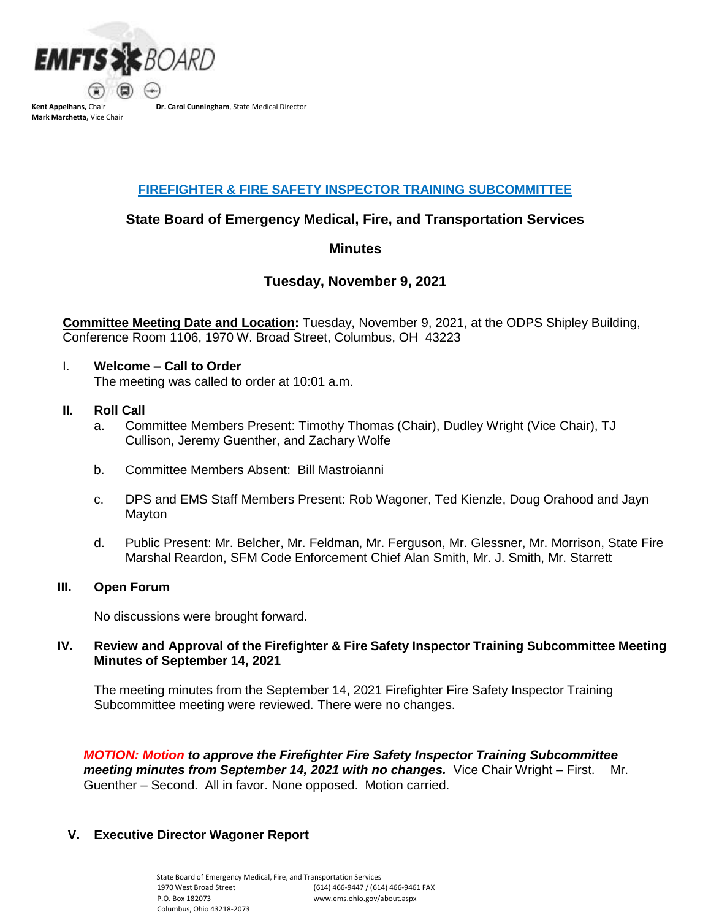EMFTS BOARD

**Kent Appelhans,** Chair
**Mark Marchetta,** Vice Chair

**Dr. Carol Cunningham**, State Medical Director

## FIREFIGHTER & FIRE SAFETY INSPECTOR TRAINING SUBCOMMITTEE

## State Board of Emergency Medical, Fire, and Transportation Services

## Minutes

## Tuesday, November 9, 2021

**Committee Meeting Date and Location:** Tuesday, November 9, 2021, at the ODPS Shipley Building, Conference Room 1106, 1970 W. Broad Street, Columbus, OH 43223

I. **Welcome – Call to Order**

The meeting was called to order at 10:01 a.m.

**II. Roll Call**

a. Committee Members Present: Timothy Thomas (Chair), Dudley Wright (Vice Chair), TJ Cullison, Jeremy Guenther, and Zachary Wolfe

b. Committee Members Absent: Bill Mastroianni

c. DPS and EMS Staff Members Present: Rob Wagoner, Ted Kienzle, Doug Orahood and Jayn Mayton

d. Public Present: Mr. Belcher, Mr. Feldman, Mr. Ferguson, Mr. Glessner, Mr. Morrison, State Fire Marshal Reardon, SFM Code Enforcement Chief Alan Smith, Mr. J. Smith, Mr. Starrett

**III. Open Forum**

No discussions were brought forward.

**IV. Review and Approval of the Firefighter & Fire Safety Inspector Training Subcommittee Meeting Minutes of September 14, 2021**

The meeting minutes from the September 14, 2021 Firefighter Fire Safety Inspector Training Subcommittee meeting were reviewed. There were no changes.

***MOTION: Motion to approve the Firefighter Fire Safety Inspector Training Subcommittee meeting minutes from September 14, 2021 with no changes.*** Vice Chair Wright – First. Mr. Guenther – Second. All in favor. None opposed. Motion carried.

**V. Executive Director Wagoner Report**

State Board of Emergency Medical, Fire, and Transportation Services
1970 West Broad Street
P.O. Box 182073
Columbus, Ohio 43218-2073
(614) 466-9447 / (614) 466-9461 FAX
www.ems.ohio.gov/about.aspx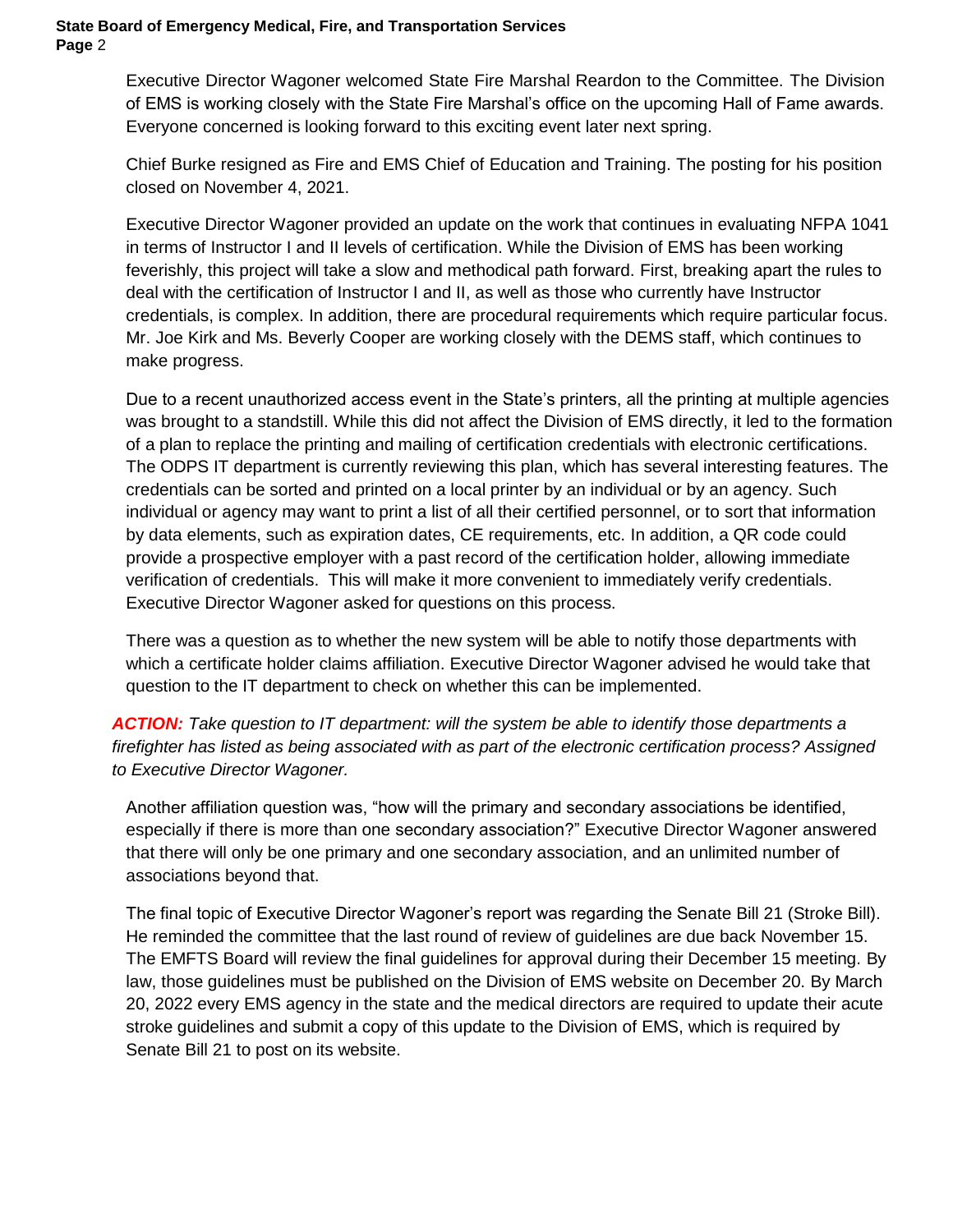Executive Director Wagoner welcomed State Fire Marshal Reardon to the Committee. The Division of EMS is working closely with the State Fire Marshal's office on the upcoming Hall of Fame awards. Everyone concerned is looking forward to this exciting event later next spring.

Chief Burke resigned as Fire and EMS Chief of Education and Training. The posting for his position closed on November 4, 2021.

Executive Director Wagoner provided an update on the work that continues in evaluating NFPA 1041 in terms of Instructor I and II levels of certification. While the Division of EMS has been working feverishly, this project will take a slow and methodical path forward. First, breaking apart the rules to deal with the certification of Instructor I and II, as well as those who currently have Instructor credentials, is complex. In addition, there are procedural requirements which require particular focus. Mr. Joe Kirk and Ms. Beverly Cooper are working closely with the DEMS staff, which continues to make progress.

Due to a recent unauthorized access event in the State's printers, all the printing at multiple agencies was brought to a standstill. While this did not affect the Division of EMS directly, it led to the formation of a plan to replace the printing and mailing of certification credentials with electronic certifications. The ODPS IT department is currently reviewing this plan, which has several interesting features. The credentials can be sorted and printed on a local printer by an individual or by an agency. Such individual or agency may want to print a list of all their certified personnel, or to sort that information by data elements, such as expiration dates, CE requirements, etc. In addition, a QR code could provide a prospective employer with a past record of the certification holder, allowing immediate verification of credentials. This will make it more convenient to immediately verify credentials. Executive Director Wagoner asked for questions on this process.

There was a question as to whether the new system will be able to notify those departments with which a certificate holder claims affiliation. Executive Director Wagoner advised he would take that question to the IT department to check on whether this can be implemented.

***ACTION:*** *Take question to IT department: will the system be able to identify those departments a firefighter has listed as being associated with as part of the electronic certification process? Assigned to Executive Director Wagoner.*

Another affiliation question was, "how will the primary and secondary associations be identified, especially if there is more than one secondary association?" Executive Director Wagoner answered that there will only be one primary and one secondary association, and an unlimited number of associations beyond that.

The final topic of Executive Director Wagoner's report was regarding the Senate Bill 21 (Stroke Bill). He reminded the committee that the last round of review of guidelines are due back November 15. The EMFTS Board will review the final guidelines for approval during their December 15 meeting. By law, those guidelines must be published on the Division of EMS website on December 20. By March 20, 2022 every EMS agency in the state and the medical directors are required to update their acute stroke guidelines and submit a copy of this update to the Division of EMS, which is required by Senate Bill 21 to post on its website.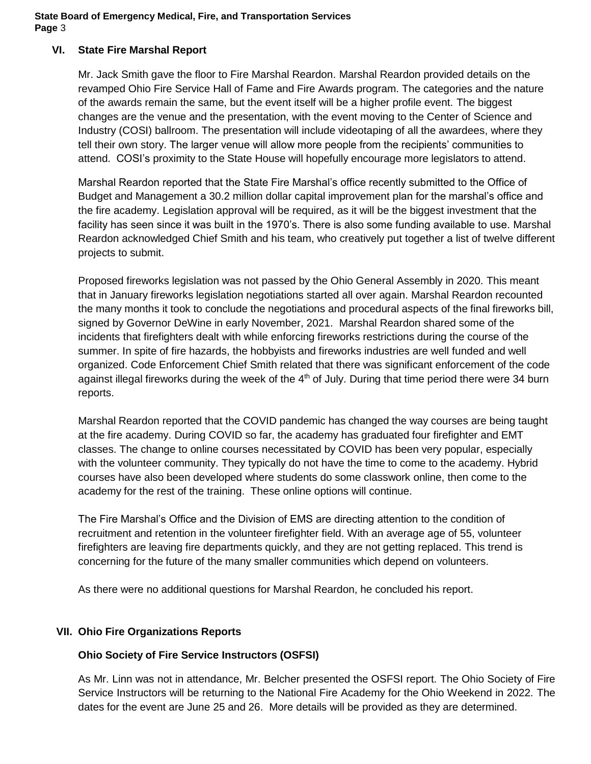## VI. State Fire Marshal Report

Mr. Jack Smith gave the floor to Fire Marshal Reardon. Marshal Reardon provided details on the revamped Ohio Fire Service Hall of Fame and Fire Awards program. The categories and the nature of the awards remain the same, but the event itself will be a higher profile event. The biggest changes are the venue and the presentation, with the event moving to the Center of Science and Industry (COSI) ballroom. The presentation will include videotaping of all the awardees, where they tell their own story. The larger venue will allow more people from the recipients' communities to attend. COSI's proximity to the State House will hopefully encourage more legislators to attend.

Marshal Reardon reported that the State Fire Marshal's office recently submitted to the Office of Budget and Management a 30.2 million dollar capital improvement plan for the marshal's office and the fire academy. Legislation approval will be required, as it will be the biggest investment that the facility has seen since it was built in the 1970's. There is also some funding available to use. Marshal Reardon acknowledged Chief Smith and his team, who creatively put together a list of twelve different projects to submit.

Proposed fireworks legislation was not passed by the Ohio General Assembly in 2020. This meant that in January fireworks legislation negotiations started all over again. Marshal Reardon recounted the many months it took to conclude the negotiations and procedural aspects of the final fireworks bill, signed by Governor DeWine in early November, 2021. Marshal Reardon shared some of the incidents that firefighters dealt with while enforcing fireworks restrictions during the course of the summer. In spite of fire hazards, the hobbyists and fireworks industries are well funded and well organized. Code Enforcement Chief Smith related that there was significant enforcement of the code against illegal fireworks during the week of the 4th of July. During that time period there were 34 burn reports.

Marshal Reardon reported that the COVID pandemic has changed the way courses are being taught at the fire academy. During COVID so far, the academy has graduated four firefighter and EMT classes. The change to online courses necessitated by COVID has been very popular, especially with the volunteer community. They typically do not have the time to come to the academy. Hybrid courses have also been developed where students do some classwork online, then come to the academy for the rest of the training. These online options will continue.

The Fire Marshal's Office and the Division of EMS are directing attention to the condition of recruitment and retention in the volunteer firefighter field. With an average age of 55, volunteer firefighters are leaving fire departments quickly, and they are not getting replaced. This trend is concerning for the future of the many smaller communities which depend on volunteers.

As there were no additional questions for Marshal Reardon, he concluded his report.

## VII. Ohio Fire Organizations Reports

### Ohio Society of Fire Service Instructors (OSFSI)

As Mr. Linn was not in attendance, Mr. Belcher presented the OSFSI report. The Ohio Society of Fire Service Instructors will be returning to the National Fire Academy for the Ohio Weekend in 2022. The dates for the event are June 25 and 26. More details will be provided as they are determined.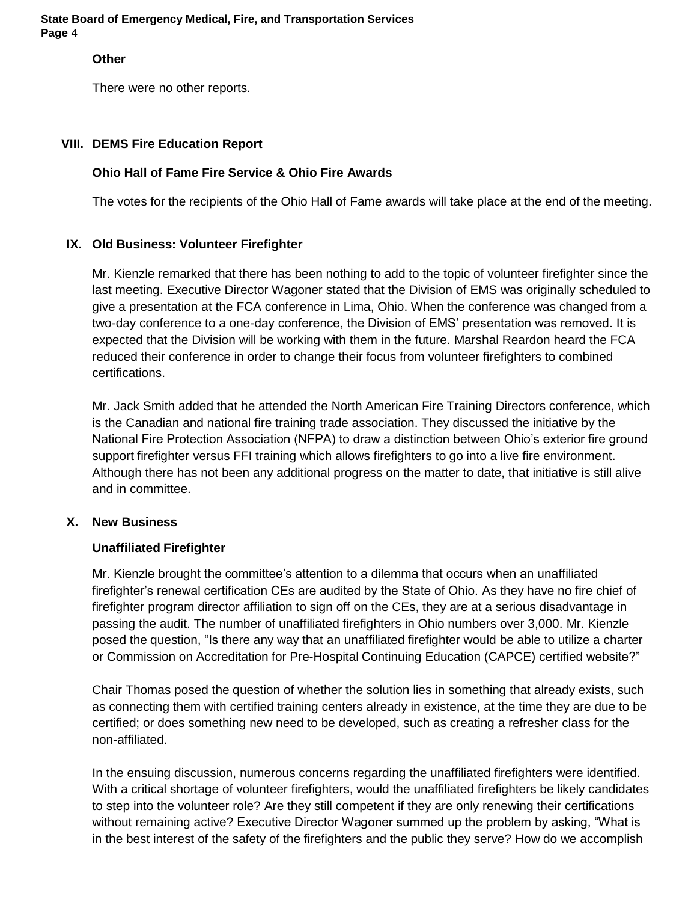### Other

There were no other reports.

## VIII. DEMS Fire Education Report

### Ohio Hall of Fame Fire Service & Ohio Fire Awards

The votes for the recipients of the Ohio Hall of Fame awards will take place at the end of the meeting.

## IX. Old Business: Volunteer Firefighter

Mr. Kienzle remarked that there has been nothing to add to the topic of volunteer firefighter since the last meeting. Executive Director Wagoner stated that the Division of EMS was originally scheduled to give a presentation at the FCA conference in Lima, Ohio. When the conference was changed from a two-day conference to a one-day conference, the Division of EMS' presentation was removed. It is expected that the Division will be working with them in the future. Marshal Reardon heard the FCA reduced their conference in order to change their focus from volunteer firefighters to combined certifications.

Mr. Jack Smith added that he attended the North American Fire Training Directors conference, which is the Canadian and national fire training trade association. They discussed the initiative by the National Fire Protection Association (NFPA) to draw a distinction between Ohio's exterior fire ground support firefighter versus FFI training which allows firefighters to go into a live fire environment. Although there has not been any additional progress on the matter to date, that initiative is still alive and in committee.

## X. New Business

### Unaffiliated Firefighter

Mr. Kienzle brought the committee's attention to a dilemma that occurs when an unaffiliated firefighter's renewal certification CEs are audited by the State of Ohio. As they have no fire chief of firefighter program director affiliation to sign off on the CEs, they are at a serious disadvantage in passing the audit. The number of unaffiliated firefighters in Ohio numbers over 3,000. Mr. Kienzle posed the question, "Is there any way that an unaffiliated firefighter would be able to utilize a charter or Commission on Accreditation for Pre-Hospital Continuing Education (CAPCE) certified website?"

Chair Thomas posed the question of whether the solution lies in something that already exists, such as connecting them with certified training centers already in existence, at the time they are due to be certified; or does something new need to be developed, such as creating a refresher class for the non-affiliated.

In the ensuing discussion, numerous concerns regarding the unaffiliated firefighters were identified. With a critical shortage of volunteer firefighters, would the unaffiliated firefighters be likely candidates to step into the volunteer role? Are they still competent if they are only renewing their certifications without remaining active? Executive Director Wagoner summed up the problem by asking, "What is in the best interest of the safety of the firefighters and the public they serve? How do we accomplish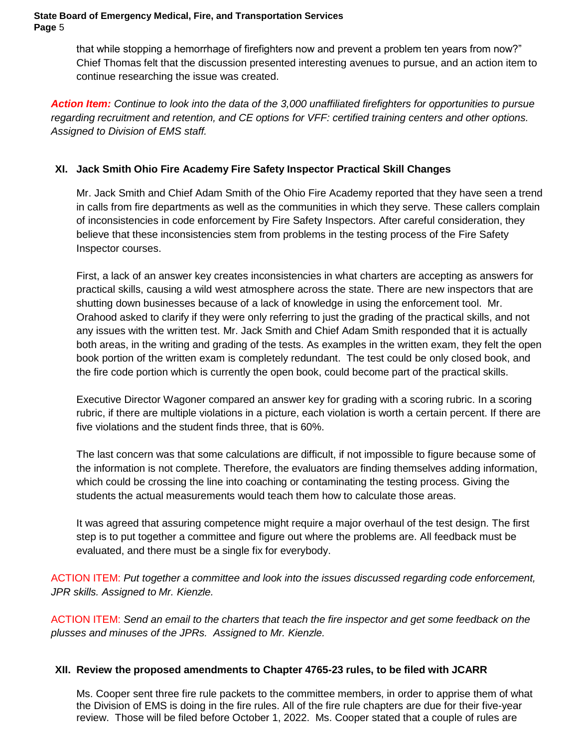that while stopping a hemorrhage of firefighters now and prevent a problem ten years from now?" Chief Thomas felt that the discussion presented interesting avenues to pursue, and an action item to continue researching the issue was created.

***Action Item:*** *Continue to look into the data of the 3,000 unaffiliated firefighters for opportunities to pursue regarding recruitment and retention, and CE options for VFF: certified training centers and other options. Assigned to Division of EMS staff.*

## XI. Jack Smith Ohio Fire Academy Fire Safety Inspector Practical Skill Changes

Mr. Jack Smith and Chief Adam Smith of the Ohio Fire Academy reported that they have seen a trend in calls from fire departments as well as the communities in which they serve. These callers complain of inconsistencies in code enforcement by Fire Safety Inspectors. After careful consideration, they believe that these inconsistencies stem from problems in the testing process of the Fire Safety Inspector courses.

First, a lack of an answer key creates inconsistencies in what charters are accepting as answers for practical skills, causing a wild west atmosphere across the state. There are new inspectors that are shutting down businesses because of a lack of knowledge in using the enforcement tool. Mr. Orahood asked to clarify if they were only referring to just the grading of the practical skills, and not any issues with the written test. Mr. Jack Smith and Chief Adam Smith responded that it is actually both areas, in the writing and grading of the tests. As examples in the written exam, they felt the open book portion of the written exam is completely redundant. The test could be only closed book, and the fire code portion which is currently the open book, could become part of the practical skills.

Executive Director Wagoner compared an answer key for grading with a scoring rubric. In a scoring rubric, if there are multiple violations in a picture, each violation is worth a certain percent. If there are five violations and the student finds three, that is 60%.

The last concern was that some calculations are difficult, if not impossible to figure because some of the information is not complete. Therefore, the evaluators are finding themselves adding information, which could be crossing the line into coaching or contaminating the testing process. Giving the students the actual measurements would teach them how to calculate those areas.

It was agreed that assuring competence might require a major overhaul of the test design. The first step is to put together a committee and figure out where the problems are. All feedback must be evaluated, and there must be a single fix for everybody.

ACTION ITEM: *Put together a committee and look into the issues discussed regarding code enforcement, JPR skills. Assigned to Mr. Kienzle.*

ACTION ITEM: *Send an email to the charters that teach the fire inspector and get some feedback on the plusses and minuses of the JPRs. Assigned to Mr. Kienzle.*

## XII. Review the proposed amendments to Chapter 4765-23 rules, to be filed with JCARR

Ms. Cooper sent three fire rule packets to the committee members, in order to apprise them of what the Division of EMS is doing in the fire rules. All of the fire rule chapters are due for their five-year review. Those will be filed before October 1, 2022. Ms. Cooper stated that a couple of rules are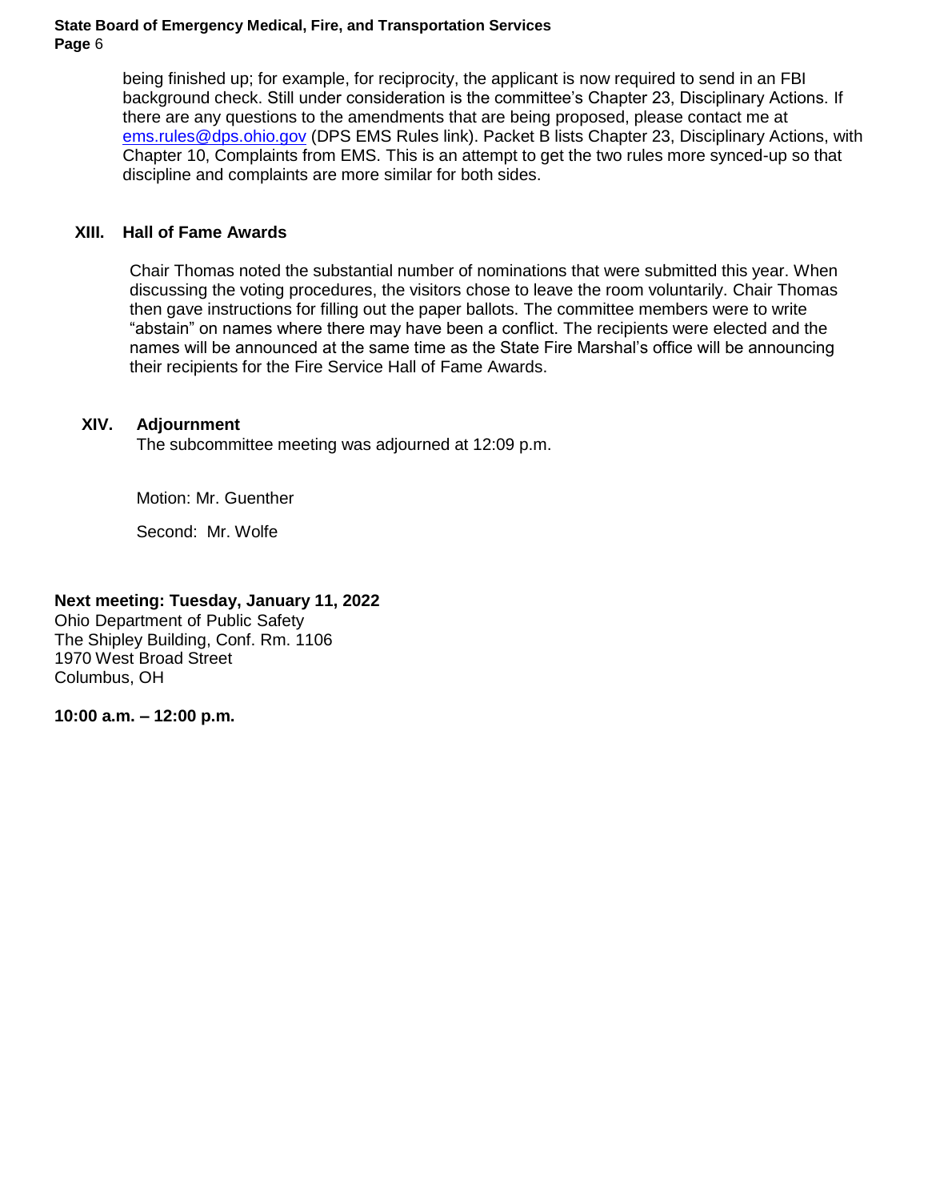being finished up; for example, for reciprocity, the applicant is now required to send in an FBI background check. Still under consideration is the committee's Chapter 23, Disciplinary Actions. If there are any questions to the amendments that are being proposed, please contact me at ems.rules@dps.ohio.gov (DPS EMS Rules link). Packet B lists Chapter 23, Disciplinary Actions, with Chapter 10, Complaints from EMS. This is an attempt to get the two rules more synced-up so that discipline and complaints are more similar for both sides.

## XIII. Hall of Fame Awards

Chair Thomas noted the substantial number of nominations that were submitted this year. When discussing the voting procedures, the visitors chose to leave the room voluntarily. Chair Thomas then gave instructions for filling out the paper ballots. The committee members were to write "abstain" on names where there may have been a conflict. The recipients were elected and the names will be announced at the same time as the State Fire Marshal's office will be announcing their recipients for the Fire Service Hall of Fame Awards.

## XIV. Adjournment

The subcommittee meeting was adjourned at 12:09 p.m.

Motion: Mr. Guenther

Second: Mr. Wolfe

**Next meeting: Tuesday, January 11, 2022**
Ohio Department of Public Safety
The Shipley Building, Conf. Rm. 1106
1970 West Broad Street
Columbus, OH

**10:00 a.m. – 12:00 p.m.**